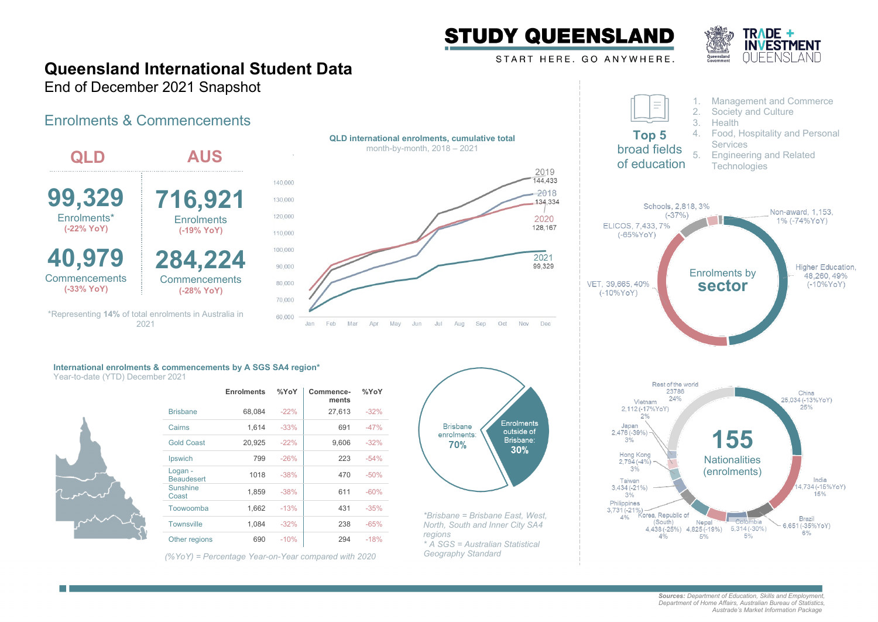STUDY QUEENSLAND

START HERE. GO ANYWHERE.

TRADE + INVESTMENT QUEENSLAND

# Queensland International Student Data

End of December 2021 Snapshot

## Enrolments & Commencements

| QLD | AUS |
|---|---|
| **99,329** Enrolments* (-22% YoY) | **716,921** Enrolments (-19% YoY) |
| **40,979** Commencements (-33% YoY) | **284,224** Commencements (-28% YoY) |

*Representing **14%** of total enrolments in Australia in 2021

**QLD international enrolments, cumulative total**
month-by-month, 2018 – 2021

- 2019: 144,433
- 2018: 134,334
- 2020: 128,167
- 2021: 99,329

### Top 5 broad fields of education

1. Management and Commerce
2. Society and Culture
3. Health
4. Food, Hospitality and Personal Services
5. Engineering and Related Technologies

### Enrolments by sector

- Higher Education, 48,260, 49% (-10%YoY)
- VET, 39,665, 40% (-10%YoY)
- ELICOS, 7,433, 7% (-65%YoY)
- Schools, 2,818, 3% (-37%)
- Non-award, 1,153, 1% (-74%YoY)

### International enrolments & commencements by A SGS SA4 region*

Year-to-date (YTD) December 2021

| | Enrolments | %YoY | Commence-ments | %YoY |
|---|---|---|---|---|
| Brisbane | 68,084 | -22% | 27,613 | -32% |
| Cairns | 1,614 | -33% | 691 | -47% |
| Gold Coast | 20,925 | -22% | 9,606 | -32% |
| Ipswich | 799 | -26% | 223 | -54% |
| Logan - Beaudesert | 1018 | -38% | 470 | -50% |
| Sunshine Coast | 1,859 | -38% | 611 | -60% |
| Toowoomba | 1,662 | -13% | 431 | -35% |
| Townsville | 1,084 | -32% | 238 | -65% |
| Other regions | 690 | -10% | 294 | -18% |

*(%YoY) = Percentage Year-on-Year compared with 2020*

- Brisbane enrolments: **70%**
- Enrolments outside of Brisbane: **30%**

*\*Brisbane = Brisbane East, West, North, South and Inner City SA4 regions*
*\* A SGS = Australian Statistical Geography Standard*

### 155 Nationalities (enrolments)

- China 25,034 (-13%YoY) 25%
- India 14,734 (-15%YoY) 15%
- Brazil 6,651 (-35%YoY) 6%
- Colombia 5,314 (-30%) 5%
- Nepal 4,825 (-19%) 5%
- Korea, Republic of (South) 4,438 (-25%) 4%
- Philippines 3,731 (-21%) 4%
- Taiwan 3,434 (-21%) 3%
- Hong Kong 2,794 (-4%) 3%
- Japan 2,476 (-39%) 3%
- Vietnam 2,112 (-17%YoY) 2%
- Rest of the world 23786 24%

*Sources: Department of Education, Skills and Employment, Department of Home Affairs, Australian Bureau of Statistics, Austrade's Market Information Package*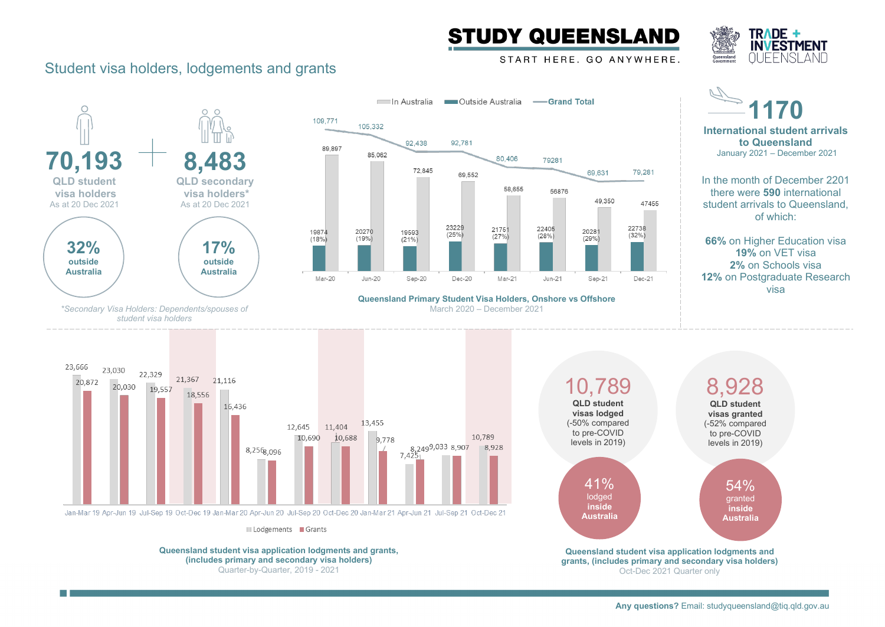STUDY QUEENSLAND

START HERE. GO ANYWHERE.

Queensland Government

TRADE + INVESTMENT QUEENSLAND

# Student visa holders, lodgements and grants

**70,193** QLD student visa holders
As at 20 Dec 2021

+

**8,483** QLD secondary visa holders*
As at 20 Dec 2021

**32%** outside Australia

**17%** outside Australia

*Secondary Visa Holders: Dependents/spouses of student visa holders

In Australia | Outside Australia | Grand Total

109,771
105,332
92,438
92,781
80,406
79281
69,631
79,281

89,897
85,062
72,845
69,552
58,655
56876
49,350
47455

19874 (18%)
20270 (19%)
19593 (21%)
23229 (25%)
21751 (27%)
22405 (28%)
20281 (29%)
22738 (32%)

Mar-20 Jun-20 Sep-20 Dec-20 Mar-21 Jun-21 Sep-21 Dec-21

**Queensland Primary Student Visa Holders, Onshore vs Offshore**
March 2020 – December 2021

**1170**

**International student arrivals to Queensland**
January 2021 – December 2021

In the month of December 2201 there were **590** international student arrivals to Queensland, of which:

**66%** on Higher Education visa
**19%** on VET visa
**2%** on Schools visa
**12%** on Postgraduate Research visa

23,666
20,872
23,030
20,030
22,329
19,557
21,367
18,556
21,116
16,436
8,256
8,096
12,645
10,690
11,404
10,688
13,455
9,778
7,425
8,249
9,033
8,907
10,789
8,928

Jan-Mar 19 Apr-Jun 19 Jul-Sep 19 Oct-Dec 19 Jan-Mar 20 Apr-Jun 20 Jul-Sep 20 Oct-Dec 20 Jan-Mar 21 Apr-Jun 21 Jul-Sep 21 Oct-Dec 21

Lodgements | Grants

**Queensland student visa application lodgments and grants, (includes primary and secondary visa holders)**
Quarter-by-Quarter, 2019 - 2021

10,789
**QLD student visas lodged**
(-50% compared to pre-COVID levels in 2019)

41%
lodged
**inside Australia**

8,928
**QLD student visas granted**
(-52% compared to pre-COVID levels in 2019)

54%
granted
**inside Australia**

**Queensland student visa application lodgments and grants, (includes primary and secondary visa holders)**
Oct-Dec 2021 Quarter only

**Any questions?** Email: studyqueensland@tiq.qld.gov.au